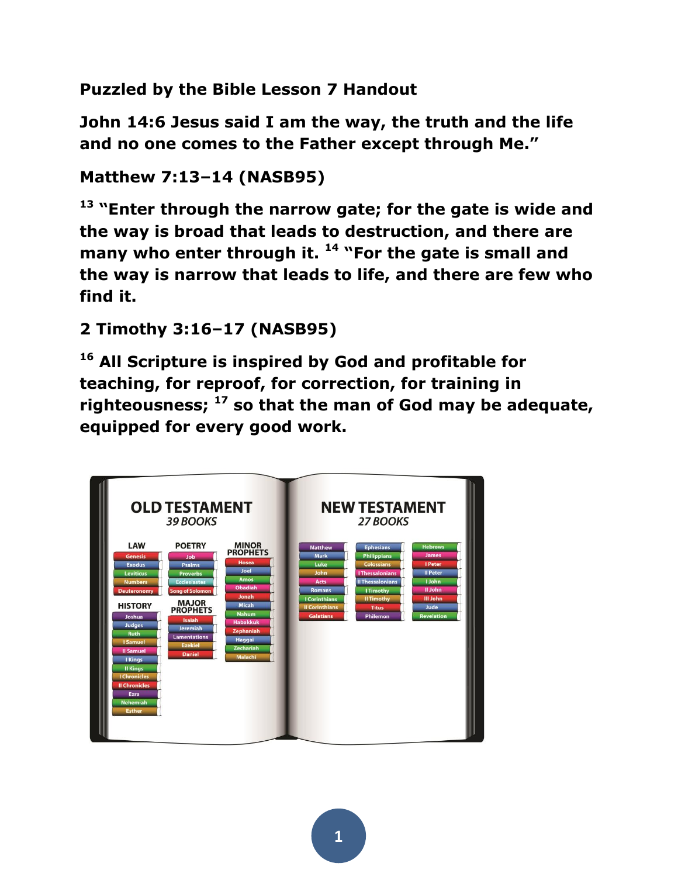**Puzzled by the Bible Lesson 7 Handout**

**John 14:6 Jesus said I am the way, the truth and the life and no one comes to the Father except through Me."**

**Matthew 7:13–14 (NASB95)**

**[13] "Enter through the narrow gate; for the gate is wide and the way is broad that leads to destruction, and there are many who enter through it. [14] "For the gate is small and the way is narrow that leads to life, and there are few who find it.**

**2 Timothy 3:16–17 (NASB95)**

**[16] All Scripture is inspired by God and profitable for teaching, for reproof, for correction, for training in righteousness; [17] so that the man of God may be adequate, equipped for every good work.**

OLD TESTAMENT
39 BOOKS

LAW
Genesis
Exodus
Leviticus
Numbers
Deuteronomy

HISTORY
Joshua
Judges
Ruth
I Samuel
II Samuel
I Kings
II Kings
I Chronicles
II Chronicles
Ezra
Nehemiah
Esther

POETRY
Job
Psalms
Proverbs
Ecclesiastes
Song of Solomon

MAJOR PROPHETS
Isaiah
Jeremiah
Lamentations
Ezekiel
Daniel

MINOR PROPHETS
Hosea
Joel
Amos
Obadiah
Jonah
Micah
Nahum
Habakkuk
Zephaniah
Haggai
Zechariah
Malachi

NEW TESTAMENT
27 BOOKS

Matthew
Mark
Luke
John
Acts
Romans
I Corinthians
II Corinthians
Galatians
Ephesians
Philippians
Colossians
I Thessalonians
II Thessalonians
I Timothy
II Timothy
Titus
Philemon
Hebrews
James
I Peter
II Peter
I John
II John
III John
Jude
Revelation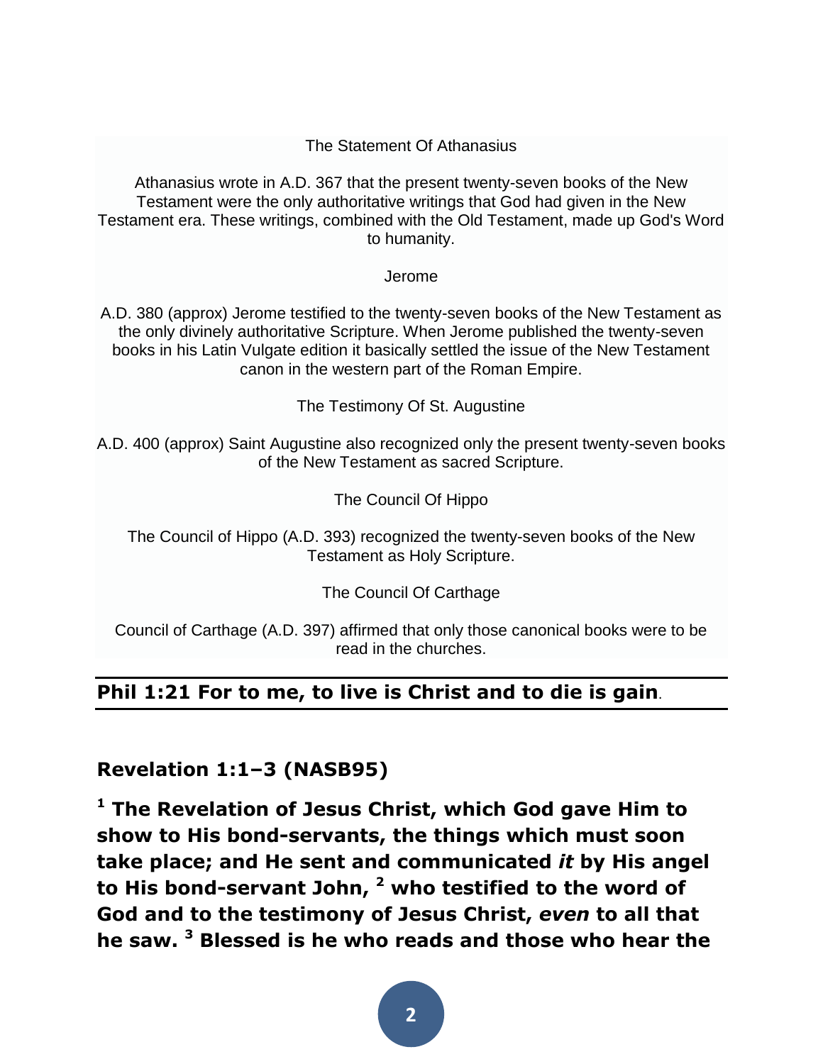The Statement Of Athanasius

Athanasius wrote in A.D. 367 that the present twenty-seven books of the New Testament were the only authoritative writings that God had given in the New Testament era. These writings, combined with the Old Testament, made up God's Word to humanity.

Jerome

A.D. 380 (approx) Jerome testified to the twenty-seven books of the New Testament as the only divinely authoritative Scripture. When Jerome published the twenty-seven books in his Latin Vulgate edition it basically settled the issue of the New Testament canon in the western part of the Roman Empire.

The Testimony Of St. Augustine

A.D. 400 (approx) Saint Augustine also recognized only the present twenty-seven books of the New Testament as sacred Scripture.

The Council Of Hippo

The Council of Hippo (A.D. 393) recognized the twenty-seven books of the New Testament as Holy Scripture.

The Council Of Carthage

Council of Carthage (A.D. 397) affirmed that only those canonical books were to be read in the churches.

**Phil 1:21 For to me, to live is Christ and to die is gain**.

## Revelation 1:1–3 (NASB95)

**[1] The Revelation of Jesus Christ, which God gave Him to show to His bond-servants, the things which must soon take place; and He sent and communicated *it* by His angel to His bond-servant John, [2] who testified to the word of God and to the testimony of Jesus Christ, *even* to all that he saw. [3] Blessed is he who reads and those who hear the**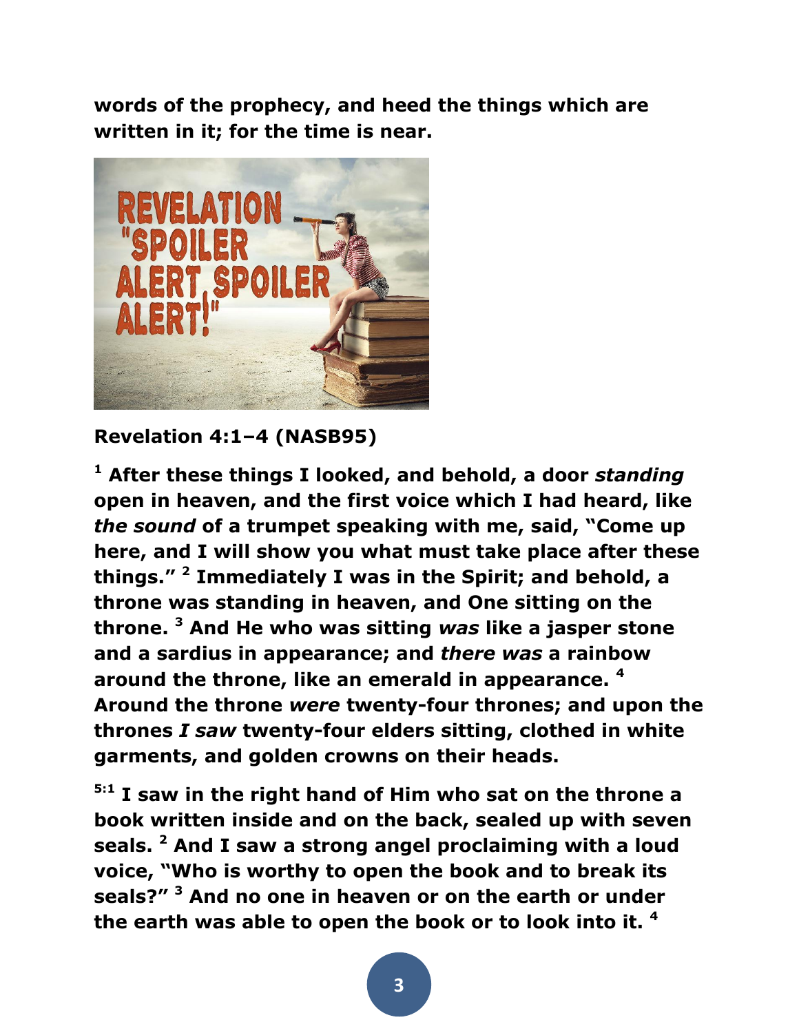**words of the prophecy, and heed the things which are written in it; for the time is near.**

**Revelation 4:1–4 (NASB95)**

**[1] After these things I looked, and behold, a door *standing* open in heaven, and the first voice which I had heard, like *the sound* of a trumpet speaking with me, said, "Come up here, and I will show you what must take place after these things." [2] Immediately I was in the Spirit; and behold, a throne was standing in heaven, and One sitting on the throne. [3] And He who was sitting *was* like a jasper stone and a sardius in appearance; and *there was* a rainbow around the throne, like an emerald in appearance. [4] Around the throne *were* twenty-four thrones; and upon the thrones *I saw* twenty-four elders sitting, clothed in white garments, and golden crowns on their heads.**

**[5:1] I saw in the right hand of Him who sat on the throne a book written inside and on the back, sealed up with seven seals. [2] And I saw a strong angel proclaiming with a loud voice, "Who is worthy to open the book and to break its seals?" [3] And no one in heaven or on the earth or under the earth was able to open the book or to look into it. [4]**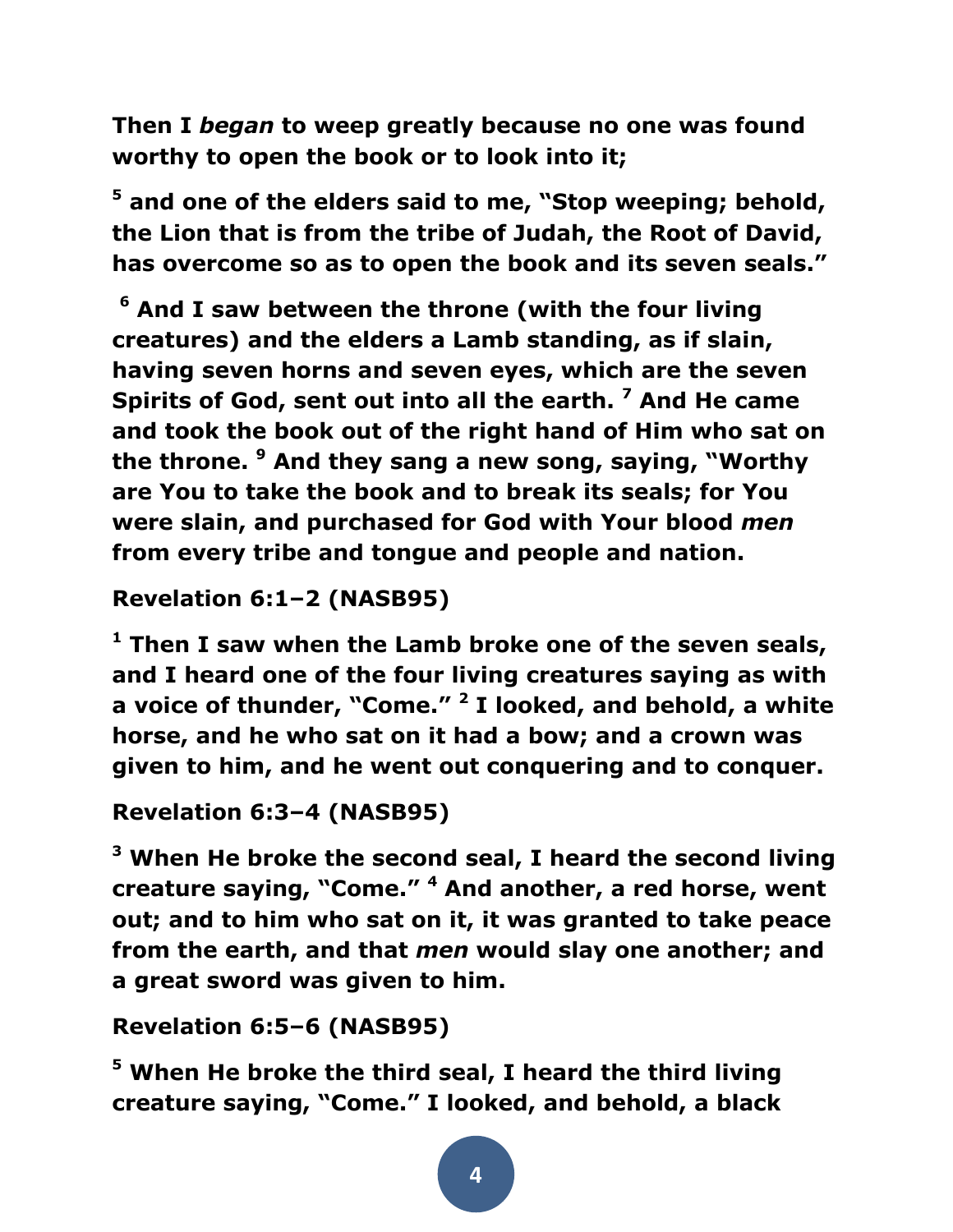**Then I *began* to weep greatly because no one was found worthy to open the book or to look into it;**

**[5] and one of the elders said to me, "Stop weeping; behold, the Lion that is from the tribe of Judah, the Root of David, has overcome so as to open the book and its seven seals."**

**[6] And I saw between the throne (with the four living creatures) and the elders a Lamb standing, as if slain, having seven horns and seven eyes, which are the seven Spirits of God, sent out into all the earth. [7] And He came and took the book out of the right hand of Him who sat on the throne. [9] And they sang a new song, saying, "Worthy are You to take the book and to break its seals; for You were slain, and purchased for God with Your blood *men* from every tribe and tongue and people and nation.**

**Revelation 6:1–2 (NASB95)**

**[1] Then I saw when the Lamb broke one of the seven seals, and I heard one of the four living creatures saying as with a voice of thunder, "Come." [2] I looked, and behold, a white horse, and he who sat on it had a bow; and a crown was given to him, and he went out conquering and to conquer.**

**Revelation 6:3–4 (NASB95)**

**[3] When He broke the second seal, I heard the second living creature saying, "Come." [4] And another, a red horse, went out; and to him who sat on it, it was granted to take peace from the earth, and that *men* would slay one another; and a great sword was given to him.**

**Revelation 6:5–6 (NASB95)**

**[5] When He broke the third seal, I heard the third living creature saying, "Come." I looked, and behold, a black**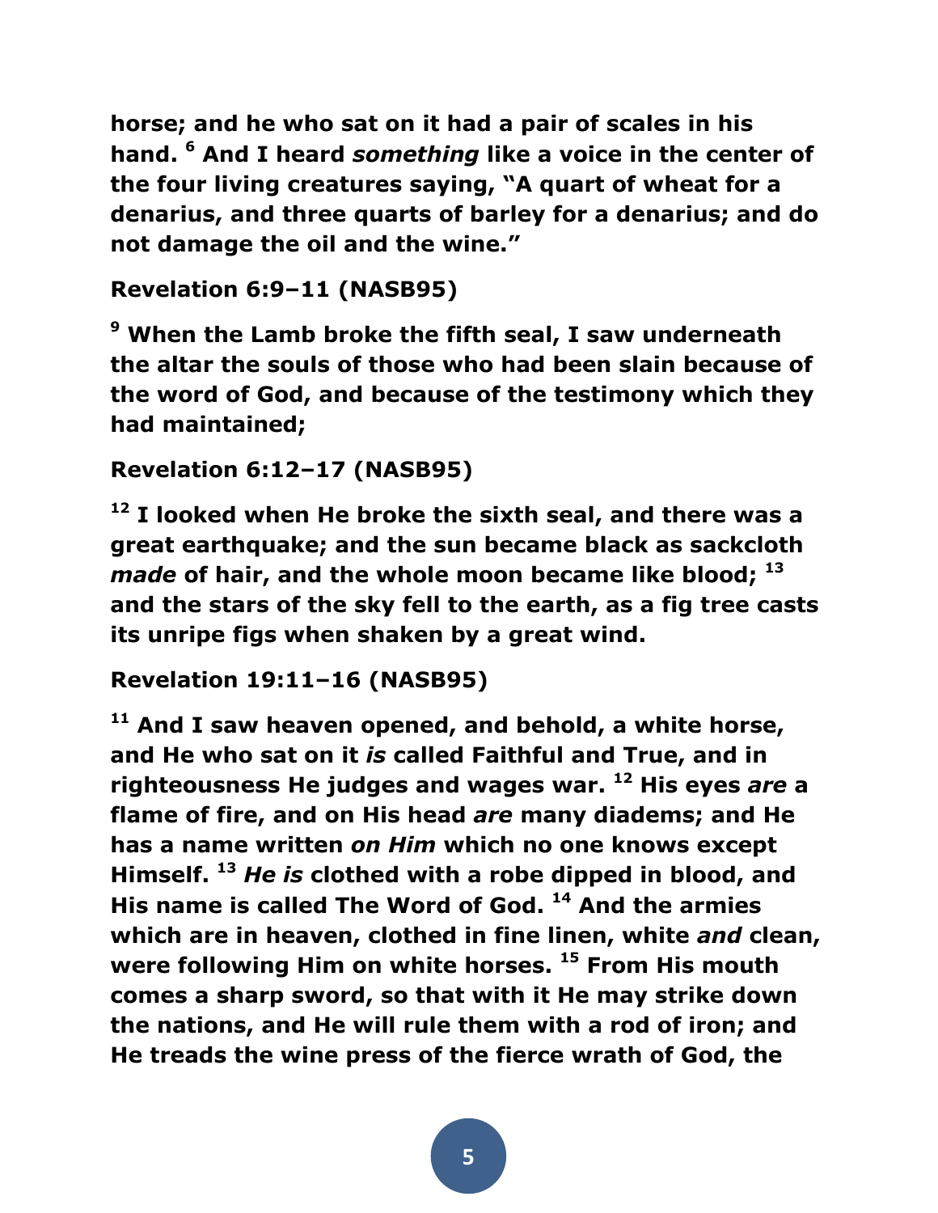**horse; and he who sat on it had a pair of scales in his hand. [6] And I heard *something* like a voice in the center of the four living creatures saying, "A quart of wheat for a denarius, and three quarts of barley for a denarius; and do not damage the oil and the wine."**

**Revelation 6:9–11 (NASB95)**

**[9] When the Lamb broke the fifth seal, I saw underneath the altar the souls of those who had been slain because of the word of God, and because of the testimony which they had maintained;**

**Revelation 6:12–17 (NASB95)**

**[12] I looked when He broke the sixth seal, and there was a great earthquake; and the sun became black as sackcloth *made* of hair, and the whole moon became like blood; [13] and the stars of the sky fell to the earth, as a fig tree casts its unripe figs when shaken by a great wind.**

**Revelation 19:11–16 (NASB95)**

**[11] And I saw heaven opened, and behold, a white horse, and He who sat on it *is* called Faithful and True, and in righteousness He judges and wages war. [12] His eyes *are* a flame of fire, and on His head *are* many diadems; and He has a name written *on Him* which no one knows except Himself. [13] *He is* clothed with a robe dipped in blood, and His name is called The Word of God. [14] And the armies which are in heaven, clothed in fine linen, white *and* clean, were following Him on white horses. [15] From His mouth comes a sharp sword, so that with it He may strike down the nations, and He will rule them with a rod of iron; and He treads the wine press of the fierce wrath of God, the**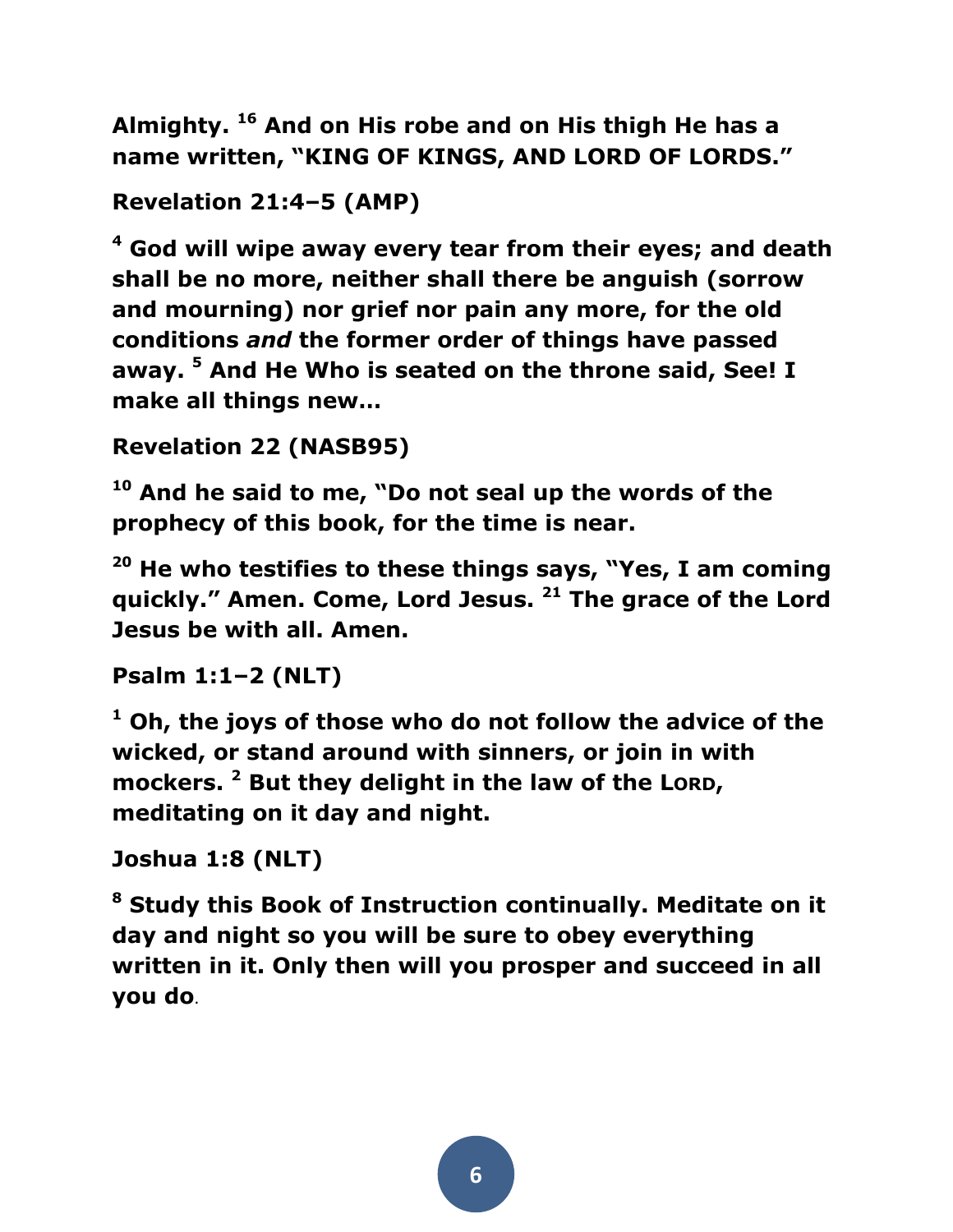**Almighty.** [16] **And on His robe and on His thigh He has a name written, "KING OF KINGS, AND LORD OF LORDS."**

**Revelation 21:4–5 (AMP)**

[4] **God will wipe away every tear from their eyes; and death shall be no more, neither shall there be anguish (sorrow and mourning) nor grief nor pain any more, for the old conditions *and* the former order of things have passed away.** [5] **And He Who is seated on the throne said, See! I make all things new…**

**Revelation 22 (NASB95)**

[10] **And he said to me, "Do not seal up the words of the prophecy of this book, for the time is near.**

[20] **He who testifies to these things says, "Yes, I am coming quickly." Amen. Come, Lord Jesus.** [21] **The grace of the Lord Jesus be with all. Amen.**

**Psalm 1:1–2 (NLT)**

[1] **Oh, the joys of those who do not follow the advice of the wicked, or stand around with sinners, or join in with mockers.** [2] **But they delight in the law of the LORD, meditating on it day and night.**

**Joshua 1:8 (NLT)**

[8] **Study this Book of Instruction continually. Meditate on it day and night so you will be sure to obey everything written in it. Only then will you prosper and succeed in all you do.**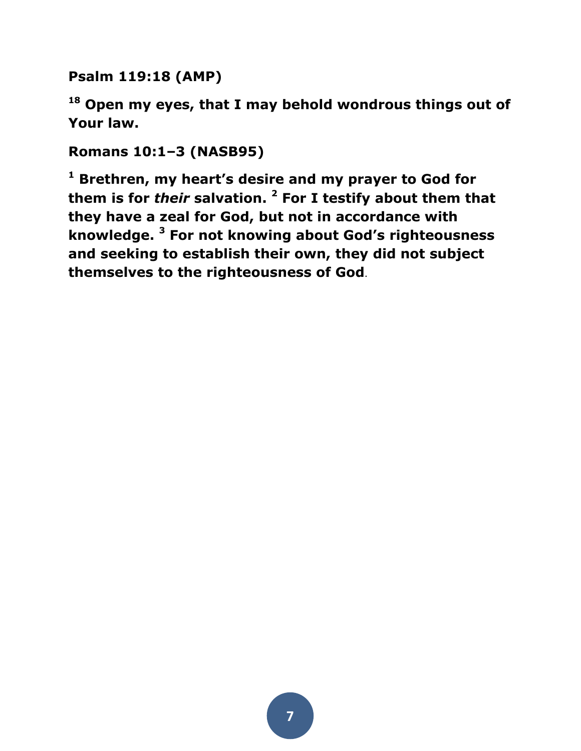**Psalm 119:18 (AMP)**

**[18] Open my eyes, that I may behold wondrous things out of Your law.**

**Romans 10:1–3 (NASB95)**

**[1] Brethren, my heart’s desire and my prayer to God for them is for *their* salvation. [2] For I testify about them that they have a zeal for God, but not in accordance with knowledge. [3] For not knowing about God’s righteousness and seeking to establish their own, they did not subject themselves to the righteousness of God**.